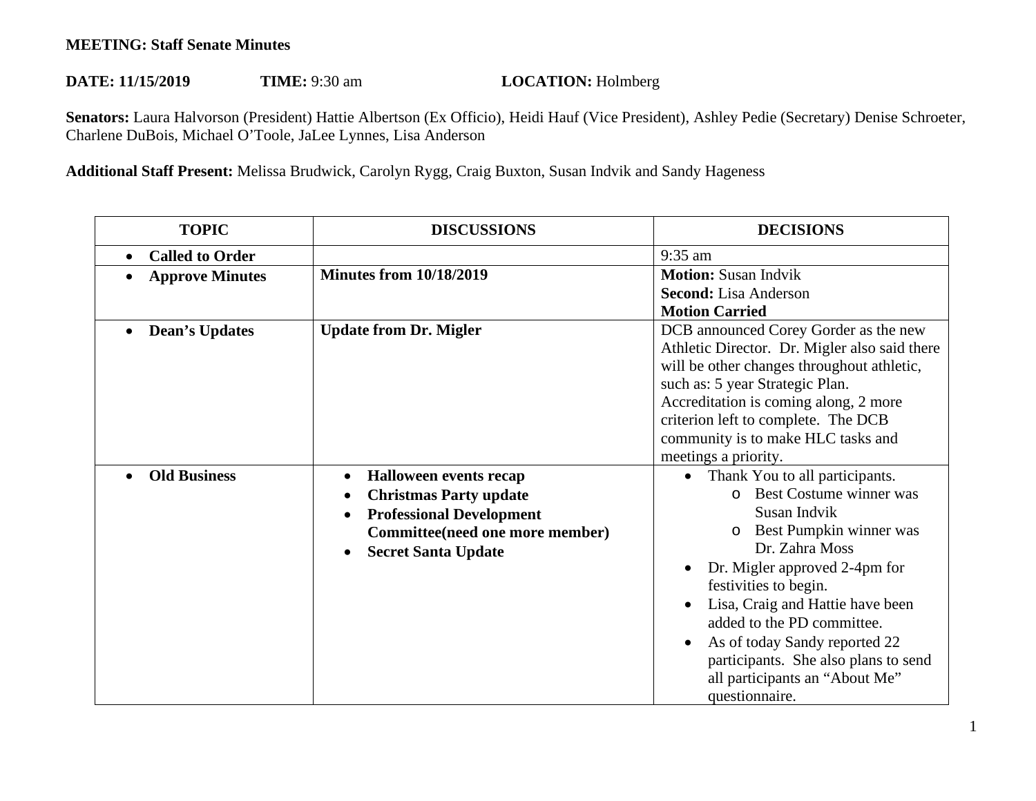**MEETING: Staff Senate Minutes**

**DATE: 11/15/2019** **TIME:** 9:30 am **LOCATION:** Holmberg

**Senators:** Laura Halvorson (President) Hattie Albertson (Ex Officio), Heidi Hauf (Vice President), Ashley Pedie (Secretary) Denise Schroeter, Charlene DuBois, Michael O'Toole, JaLee Lynnes, Lisa Anderson

**Additional Staff Present:** Melissa Brudwick, Carolyn Rygg, Craig Buxton, Susan Indvik and Sandy Hageness

| TOPIC | DISCUSSIONS | DECISIONS |
|---|---|---|
| • **Called to Order** | | 9:35 am |
| • **Approve Minutes** | **Minutes from 10/18/2019** | **Motion:** Susan Indvik<br>**Second:** Lisa Anderson<br>**Motion Carried** |
| • **Dean's Updates** | **Update from Dr. Migler** | DCB announced Corey Gorder as the new Athletic Director. Dr. Migler also said there will be other changes throughout athletic, such as: 5 year Strategic Plan. Accreditation is coming along, 2 more criterion left to complete. The DCB community is to make HLC tasks and meetings a priority. |
| • **Old Business** | • **Halloween events recap**<br>• **Christmas Party update**<br>• **Professional Development Committee(need one more member)**<br>• **Secret Santa Update** | • Thank You to all participants.<br>  o Best Costume winner was Susan Indvik<br>  o Best Pumpkin winner was Dr. Zahra Moss<br>• Dr. Migler approved 2-4pm for festivities to begin.<br>• Lisa, Craig and Hattie have been added to the PD committee.<br>• As of today Sandy reported 22 participants. She also plans to send all participants an "About Me" questionnaire. |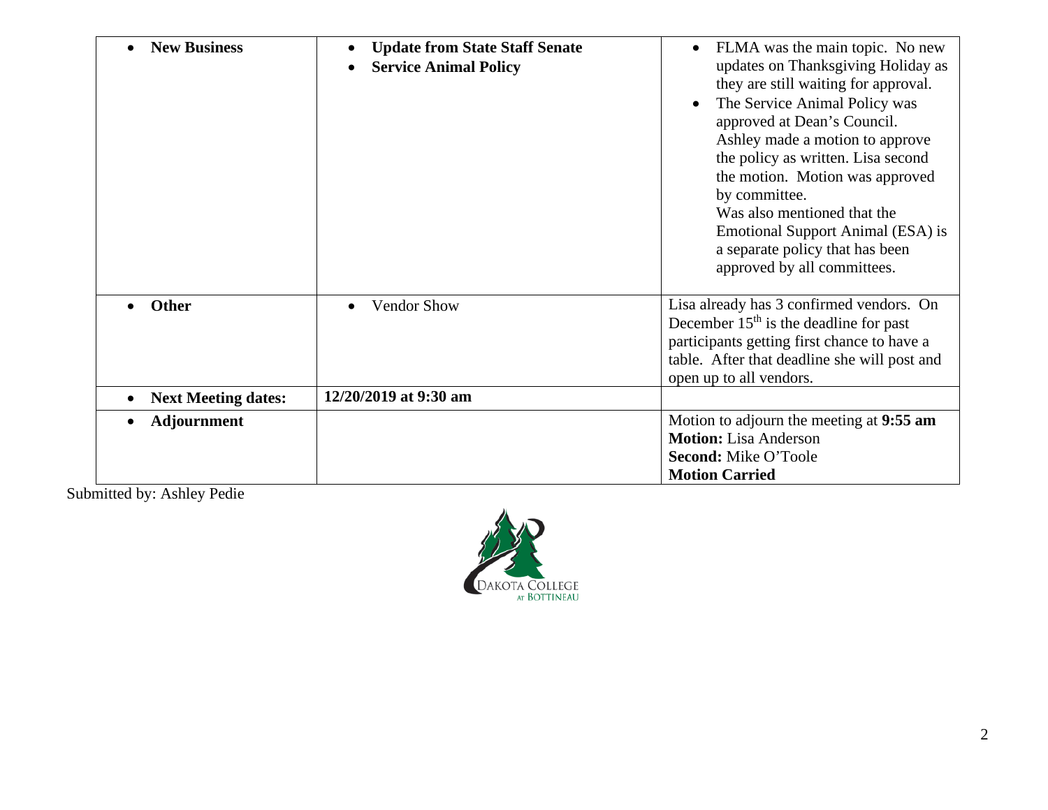| | | |
|---|---|---|
| • **New Business** | • **Update from State Staff Senate**<br>• **Service Animal Policy** | • FLMA was the main topic. No new updates on Thanksgiving Holiday as they are still waiting for approval.<br>• The Service Animal Policy was approved at Dean's Council. Ashley made a motion to approve the policy as written. Lisa second the motion. Motion was approved by committee. Was also mentioned that the Emotional Support Animal (ESA) is a separate policy that has been approved by all committees. |
| • **Other** | • Vendor Show | Lisa already has 3 confirmed vendors. On December 15th is the deadline for past participants getting first chance to have a table. After that deadline she will post and open up to all vendors. |
| • **Next Meeting dates:** | **12/20/2019 at 9:30 am** | |
| • **Adjournment** | | Motion to adjourn the meeting at **9:55 am**<br>**Motion:** Lisa Anderson<br>**Second:** Mike O'Toole<br>**Motion Carried** |

Submitted by: Ashley Pedie

DAKOTA COLLEGE AT BOTTINEAU